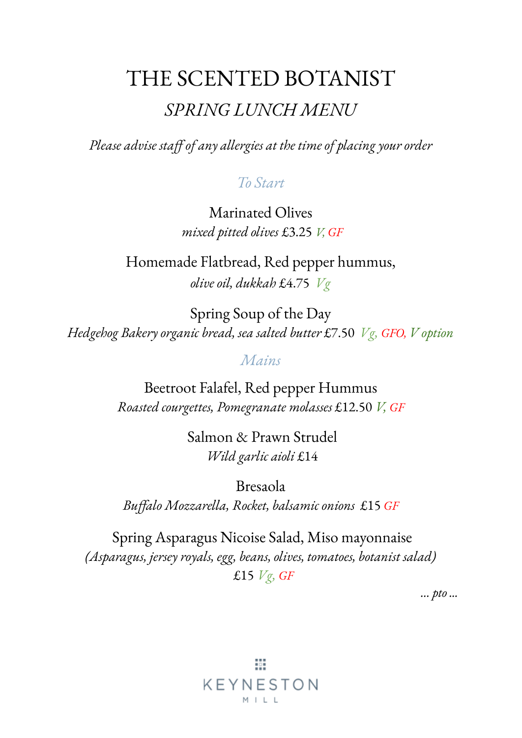# THE SCENTED BOTANIST

## *SPRING LUNCH MENU*

*Please advise staff of any allergies at the time of placing your order*

### *To Start*

Marinated Olives
*mixed pitted olives* £3.25 *V, GF*

Homemade Flatbread, Red pepper hummus,
*olive oil, dukkah* £4.75 *Vg*

Spring Soup of the Day
*Hedgehog Bakery organic bread, sea salted butter* £7.50 *Vg, GFO, V option*

### *Mains*

Beetroot Falafel, Red pepper Hummus
*Roasted courgettes, Pomegranate molasses* £12.50 *V, GF*

Salmon & Prawn Strudel
*Wild garlic aioli* £14

Bresaola
*Buffalo Mozzarella, Rocket, balsamic onions* £15 *GF*

Spring Asparagus Nicoise Salad, Miso mayonnaise
*(Asparagus, jersey royals, egg, beans, olives, tomatoes, botanist salad)*
£15 *Vg, GF*

*… pto …*

KEYNESTON MILL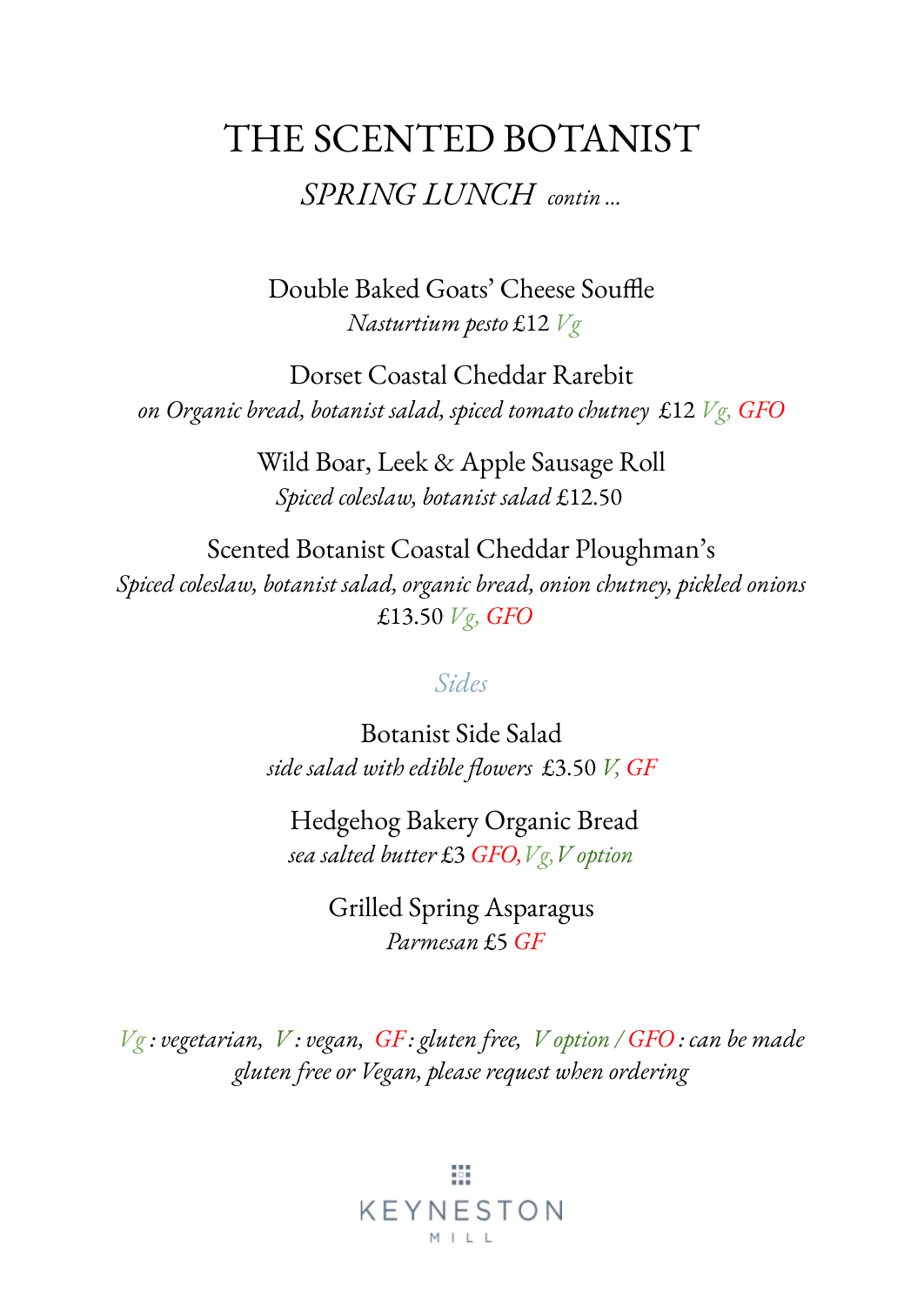# THE SCENTED BOTANIST

## *SPRING LUNCH* *contin ...*

Double Baked Goats' Cheese Souffle
*Nasturtium pesto* £12 *Vg*

Dorset Coastal Cheddar Rarebit
*on Organic bread, botanist salad, spiced tomato chutney* £12 *Vg, GFO*

Wild Boar, Leek & Apple Sausage Roll
*Spiced coleslaw, botanist salad* £12.50

Scented Botanist Coastal Cheddar Ploughman's
*Spiced coleslaw, botanist salad, organic bread, onion chutney, pickled onions*
£13.50 *Vg, GFO*

### *Sides*

Botanist Side Salad
*side salad with edible flowers* £3.50 *V, GF*

Hedgehog Bakery Organic Bread
*sea salted butter* £3 *GFO, Vg, V option*

Grilled Spring Asparagus
*Parmesan* £5 *GF*

*Vg : vegetarian, V : vegan, GF : gluten free, V option / GFO : can be made gluten free or Vegan, please request when ordering*

KEYNESTON
MILL